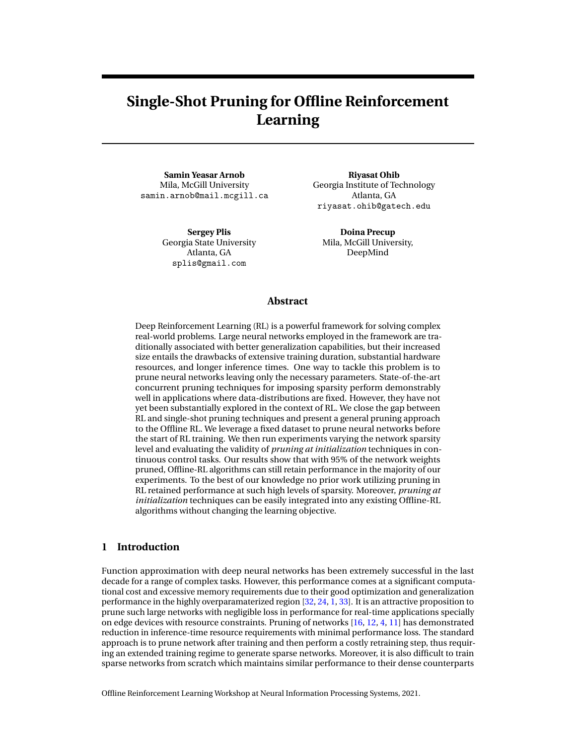# Single-Shot Pruning for Offline Reinforcement Learning

**Samin Yeasar Arnob**
Mila, McGill University
samin.arnob@mail.mcgill.ca

**Riyasat Ohib**
Georgia Institute of Technology
Atlanta, GA
riyasat.ohib@gatech.edu

**Sergey Plis**
Georgia State University
Atlanta, GA
splis@gmail.com

**Doina Precup**
Mila, McGill University,
DeepMind

## Abstract

Deep Reinforcement Learning (RL) is a powerful framework for solving complex real-world problems. Large neural networks employed in the framework are traditionally associated with better generalization capabilities, but their increased size entails the drawbacks of extensive training duration, substantial hardware resources, and longer inference times. One way to tackle this problem is to prune neural networks leaving only the necessary parameters. State-of-the-art concurrent pruning techniques for imposing sparsity perform demonstrably well in applications where data-distributions are fixed. However, they have not yet been substantially explored in the context of RL. We close the gap between RL and single-shot pruning techniques and present a general pruning approach to the Offline RL. We leverage a fixed dataset to prune neural networks before the start of RL training. We then run experiments varying the network sparsity level and evaluating the validity of *pruning at initialization* techniques in continuous control tasks. Our results show that with 95% of the network weights pruned, Offline-RL algorithms can still retain performance in the majority of our experiments. To the best of our knowledge no prior work utilizing pruning in RL retained performance at such high levels of sparsity. Moreover, *pruning at initialization* techniques can be easily integrated into any existing Offline-RL algorithms without changing the learning objective.

## 1 Introduction

Function approximation with deep neural networks has been extremely successful in the last decade for a range of complex tasks. However, this performance comes at a significant computational cost and excessive memory requirements due to their good optimization and generalization performance in the highly overparamaterized region [32, 24, 1, 33]. It is an attractive proposition to prune such large networks with negligible loss in performance for real-time applications specially on edge devices with resource constraints. Pruning of networks [16, 12, 4, 11] has demonstrated reduction in inference-time resource requirements with minimal performance loss. The standard approach is to prune network after training and then perform a costly retraining step, thus requiring an extended training regime to generate sparse networks. Moreover, it is also difficult to train sparse networks from scratch which maintains similar performance to their dense counterparts

Offline Reinforcement Learning Workshop at Neural Information Processing Systems, 2021.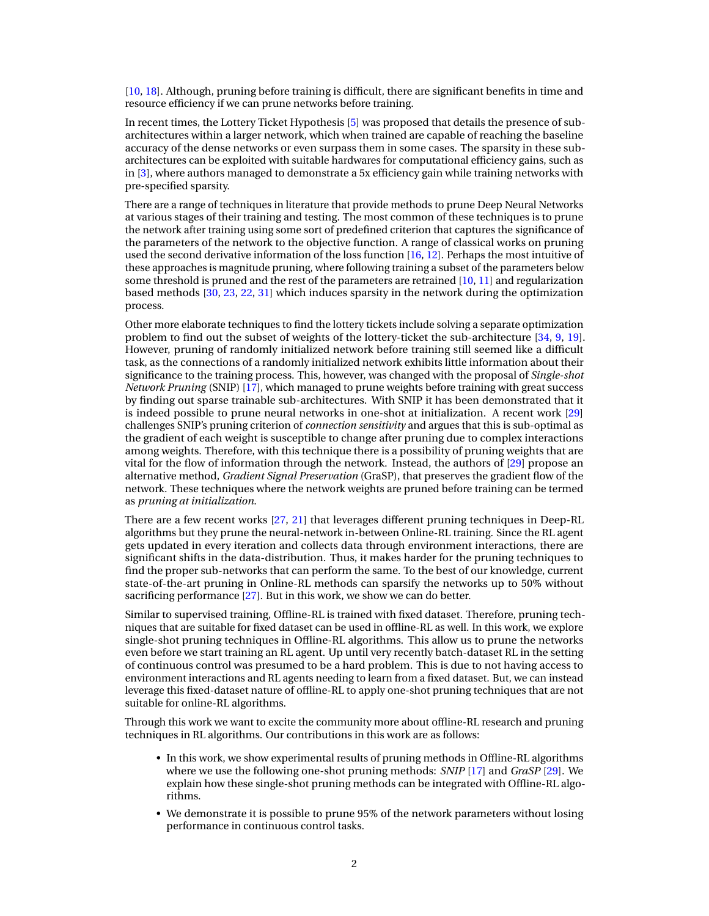[10, 18]. Although, pruning before training is difficult, there are significant benefits in time and resource efficiency if we can prune networks before training.

In recent times, the Lottery Ticket Hypothesis [5] was proposed that details the presence of sub-architectures within a larger network, which when trained are capable of reaching the baseline accuracy of the dense networks or even surpass them in some cases. The sparsity in these sub-architectures can be exploited with suitable hardwares for computational efficiency gains, such as in [3], where authors managed to demonstrate a 5x efficiency gain while training networks with pre-specified sparsity.

There are a range of techniques in literature that provide methods to prune Deep Neural Networks at various stages of their training and testing. The most common of these techniques is to prune the network after training using some sort of predefined criterion that captures the significance of the parameters of the network to the objective function. A range of classical works on pruning used the second derivative information of the loss function [16, 12]. Perhaps the most intuitive of these approaches is magnitude pruning, where following training a subset of the parameters below some threshold is pruned and the rest of the parameters are retrained [10, 11] and regularization based methods [30, 23, 22, 31] which induces sparsity in the network during the optimization process.

Other more elaborate techniques to find the lottery tickets include solving a separate optimization problem to find out the subset of weights of the lottery-ticket the sub-architecture [34, 9, 19]. However, pruning of randomly initialized network before training still seemed like a difficult task, as the connections of a randomly initialized network exhibits little information about their significance to the training process. This, however, was changed with the proposal of *Single-shot Network Pruning* (SNIP) [17], which managed to prune weights before training with great success by finding out sparse trainable sub-architectures. With SNIP it has been demonstrated that it is indeed possible to prune neural networks in one-shot at initialization. A recent work [29] challenges SNIP's pruning criterion of *connection sensitivity* and argues that this is sub-optimal as the gradient of each weight is susceptible to change after pruning due to complex interactions among weights. Therefore, with this technique there is a possibility of pruning weights that are vital for the flow of information through the network. Instead, the authors of [29] propose an alternative method, *Gradient Signal Preservation* (GraSP), that preserves the gradient flow of the network. These techniques where the network weights are pruned before training can be termed as *pruning at initialization*.

There are a few recent works [27, 21] that leverages different pruning techniques in Deep-RL algorithms but they prune the neural-network in-between Online-RL training. Since the RL agent gets updated in every iteration and collects data through environment interactions, there are significant shifts in the data-distribution. Thus, it makes harder for the pruning techniques to find the proper sub-networks that can perform the same. To the best of our knowledge, current state-of-the-art pruning in Online-RL methods can sparsify the networks up to 50% without sacrificing performance [27]. But in this work, we show we can do better.

Similar to supervised training, Offline-RL is trained with fixed dataset. Therefore, pruning techniques that are suitable for fixed dataset can be used in offline-RL as well. In this work, we explore single-shot pruning techniques in Offline-RL algorithms. This allow us to prune the networks even before we start training an RL agent. Up until very recently batch-dataset RL in the setting of continuous control was presumed to be a hard problem. This is due to not having access to environment interactions and RL agents needing to learn from a fixed dataset. But, we can instead leverage this fixed-dataset nature of offline-RL to apply one-shot pruning techniques that are not suitable for online-RL algorithms.

Through this work we want to excite the community more about offline-RL research and pruning techniques in RL algorithms. Our contributions in this work are as follows:

- In this work, we show experimental results of pruning methods in Offline-RL algorithms where we use the following one-shot pruning methods: *SNIP* [17] and *GraSP* [29]. We explain how these single-shot pruning methods can be integrated with Offline-RL algorithms.
- We demonstrate it is possible to prune 95% of the network parameters without losing performance in continuous control tasks.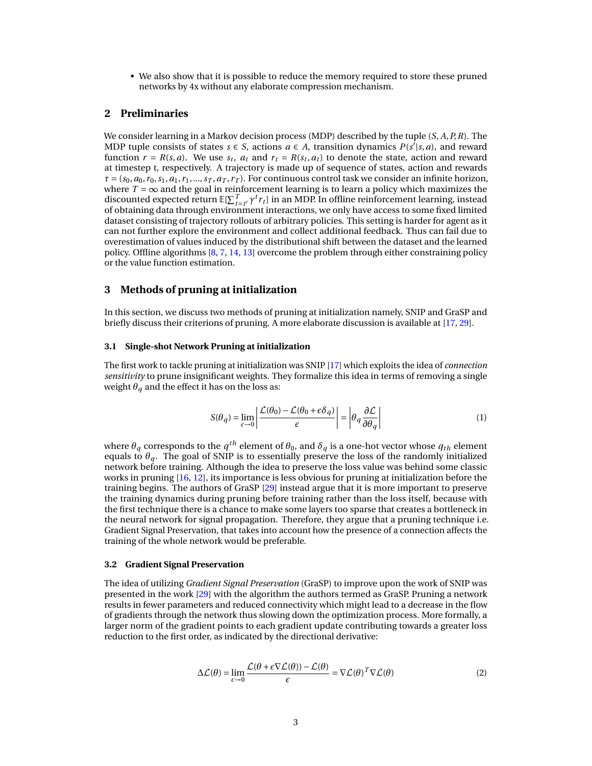- We also show that it is possible to reduce the memory required to store these pruned networks by 4x without any elaborate compression mechanism.

## 2 Preliminaries

We consider learning in a Markov decision process (MDP) described by the tuple $(S, A, P, R)$. The MDP tuple consists of states $s \in S$, actions $a \in A$, transition dynamics $P(s'|s, a)$, and reward function $r = R(s, a)$. We use $s_t$, $a_t$ and $r_t = R(s_t, a_t)$ to denote the state, action and reward at timestep t, respectively. A trajectory is made up of sequence of states, action and rewards $\tau = (s_0, a_0, r_0, s_1, a_1, r_1, ..., s_T, a_T, r_T)$. For continuous control task we consider an infinite horizon, where $T = \infty$ and the goal in reinforcement learning is to learn a policy which maximizes the discounted expected return $\mathbb{E}[\sum_{t=t'}^{T} \gamma^t r_t]$ in an MDP. In offline reinforcement learning, instead of obtaining data through environment interactions, we only have access to some fixed limited dataset consisting of trajectory rollouts of arbitrary policies. This setting is harder for agent as it can not further explore the environment and collect additional feedback. Thus can fail due to overestimation of values induced by the distributional shift between the dataset and the learned policy. Offline algorithms [8, 7, 14, 13] overcome the problem through either constraining policy or the value function estimation.

## 3 Methods of pruning at initialization

In this section, we discuss two methods of pruning at initialization namely, SNIP and GraSP and briefly discuss their criterions of pruning. A more elaborate discussion is available at [17, 29].

### 3.1 Single-shot Network Pruning at initialization

The first work to tackle pruning at initialization was SNIP [17] which exploits the idea of *connection sensitivity* to prune insignificant weights. They formalize this idea in terms of removing a single weight $\theta_q$ and the effect it has on the loss as:

$$S(\theta_q) = \lim_{\epsilon \to 0} \left| \frac{\mathcal{L}(\theta_0) - \mathcal{L}(\theta_0 + \epsilon \delta_q)}{\epsilon} \right| = \left| \theta_q \frac{\partial \mathcal{L}}{\partial \theta_q} \right| \tag{1}$$

where $\theta_q$ corresponds to the $q^{th}$ element of $\theta_0$, and $\delta_q$ is a one-hot vector whose $q_{th}$ element equals to $\theta_q$. The goal of SNIP is to essentially preserve the loss of the randomly initialized network before training. Although the idea to preserve the loss value was behind some classic works in pruning [16, 12], its importance is less obvious for pruning at initialization before the training begins. The authors of GraSP [29] instead argue that it is more important to preserve the training dynamics during pruning before training rather than the loss itself, because with the first technique there is a chance to make some layers too sparse that creates a bottleneck in the neural network for signal propagation. Therefore, they argue that a pruning technique i.e. Gradient Signal Preservation, that takes into account how the presence of a connection affects the training of the whole network would be preferable.

### 3.2 Gradient Signal Preservation

The idea of utilizing *Gradient Signal Preservation* (GraSP) to improve upon the work of SNIP was presented in the work [29] with the algorithm the authors termed as GraSP. Pruning a network results in fewer parameters and reduced connectivity which might lead to a decrease in the flow of gradients through the network thus slowing down the optimization process. More formally, a larger norm of the gradient points to each gradient update contributing towards a greater loss reduction to the first order, as indicated by the directional derivative:

$$\Delta \mathcal{L}(\theta) = \lim_{\epsilon \to 0} \frac{\mathcal{L}(\theta + \epsilon \nabla \mathcal{L}(\theta)) - \mathcal{L}(\theta)}{\epsilon} = \nabla \mathcal{L}(\theta)^T \nabla \mathcal{L}(\theta) \tag{2}$$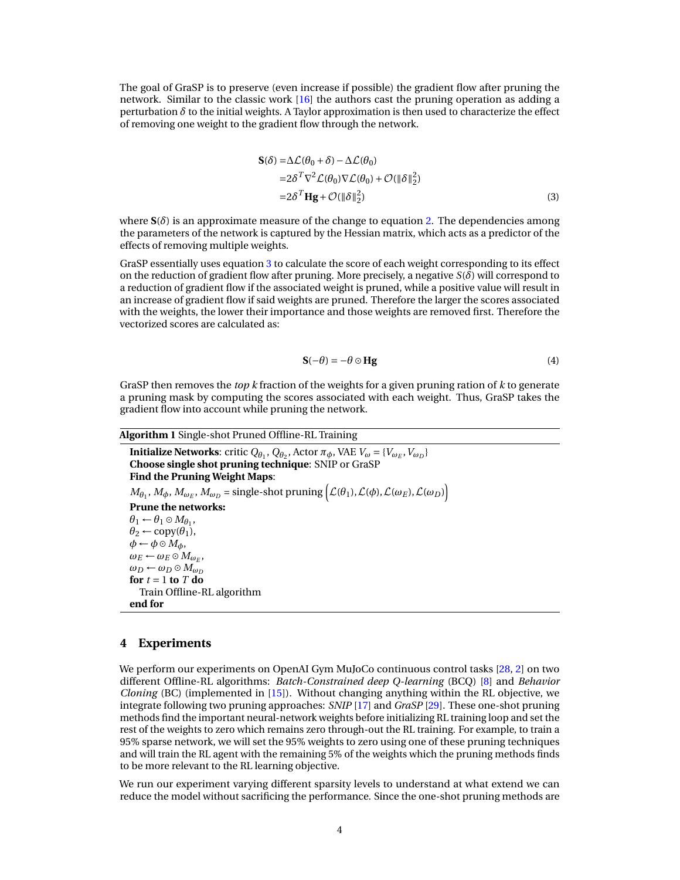The goal of GraSP is to preserve (even increase if possible) the gradient flow after pruning the network. Similar to the classic work [16] the authors cast the pruning operation as adding a perturbation $\delta$ to the initial weights. A Taylor approximation is then used to characterize the effect of removing one weight to the gradient flow through the network.

$$
\begin{aligned}
\mathbf{S}(\delta) =& \Delta\mathcal{L}(\theta_0 + \delta) - \Delta\mathcal{L}(\theta_0) \\
=& 2\delta^T \nabla^2 \mathcal{L}(\theta_0) \nabla \mathcal{L}(\theta_0) + \mathcal{O}(\|\delta\|_2^2) \\
=& 2\delta^T \mathbf{Hg} + \mathcal{O}(\|\delta\|_2^2)
\end{aligned} \tag{3}
$$

where $\mathbf{S}(\delta)$ is an approximate measure of the change to equation 2. The dependencies among the parameters of the network is captured by the Hessian matrix, which acts as a predictor of the effects of removing multiple weights.

GraSP essentially uses equation 3 to calculate the score of each weight corresponding to its effect on the reduction of gradient flow after pruning. More precisely, a negative $S(\delta)$ will correspond to a reduction of gradient flow if the associated weight is pruned, while a positive value will result in an increase of gradient flow if said weights are pruned. Therefore the larger the scores associated with the weights, the lower their importance and those weights are removed first. Therefore the vectorized scores are calculated as:

$$
\mathbf{S}(-\theta) = -\theta \odot \mathbf{Hg} \tag{4}
$$

GraSP then removes the *top k* fraction of the weights for a given pruning ration of $k$ to generate a pruning mask by computing the scores associated with each weight. Thus, GraSP takes the gradient flow into account while pruning the network.

**Algorithm 1** Single-shot Pruned Offline-RL Training

**Initialize Networks**: critic $Q_{\theta_1}$, $Q_{\theta_2}$, Actor $\pi_\phi$, VAE $V_\omega = \{V_{\omega_E}, V_{\omega_D}\}$
**Choose single shot pruning technique**: SNIP or GraSP
**Find the Pruning Weight Maps**:
$M_{\theta_1}$, $M_\phi$, $M_{\omega_E}$, $M_{\omega_D}$ = single-shot pruning $\left(\mathcal{L}(\theta_1), \mathcal{L}(\phi), \mathcal{L}(\omega_E), \mathcal{L}(\omega_D)\right)$
**Prune the networks:**
$\theta_1 \leftarrow \theta_1 \odot M_{\theta_1}$,
$\theta_2 \leftarrow \text{copy}(\theta_1)$,
$\phi \leftarrow \phi \odot M_\phi$,
$\omega_E \leftarrow \omega_E \odot M_{\omega_E}$,
$\omega_D \leftarrow \omega_D \odot M_{\omega_D}$
**for** $t = 1$ **to** $T$ **do**
  Train Offline-RL algorithm
**end for**

## 4 Experiments

We perform our experiments on OpenAI Gym MuJoCo continuous control tasks [28, 2] on two different Offline-RL algorithms: *Batch-Constrained deep Q-learning* (BCQ) [8] and *Behavior Cloning* (BC) (implemented in [15]). Without changing anything within the RL objective, we integrate following two pruning approaches: *SNIP* [17] and *GraSP* [29]. These one-shot pruning methods find the important neural-network weights before initializing RL training loop and set the rest of the weights to zero which remains zero through-out the RL training. For example, to train a 95% sparse network, we will set the 95% weights to zero using one of these pruning techniques and will train the RL agent with the remaining 5% of the weights which the pruning methods finds to be more relevant to the RL learning objective.

We run our experiment varying different sparsity levels to understand at what extend we can reduce the model without sacrificing the performance. Since the one-shot pruning methods are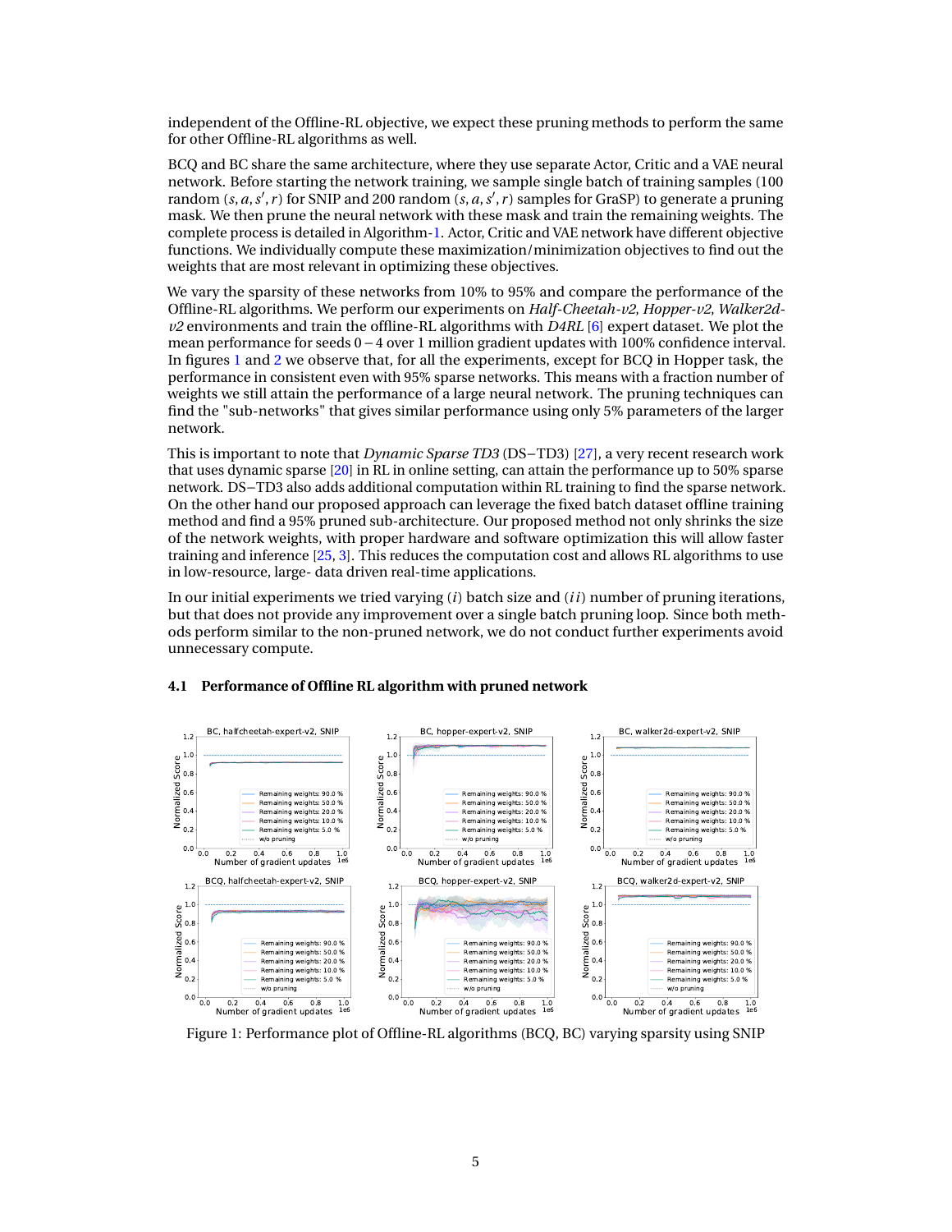independent of the Offline-RL objective, we expect these pruning methods to perform the same for other Offline-RL algorithms as well.

BCQ and BC share the same architecture, where they use separate Actor, Critic and a VAE neural network. Before starting the network training, we sample single batch of training samples (100 random $(s, a, s', r)$ for SNIP and 200 random $(s, a, s', r)$ samples for GraSP) to generate a pruning mask. We then prune the neural network with these mask and train the remaining weights. The complete process is detailed in Algorithm-1. Actor, Critic and VAE network have different objective functions. We individually compute these maximization/minimization objectives to find out the weights that are most relevant in optimizing these objectives.

We vary the sparsity of these networks from 10% to 95% and compare the performance of the Offline-RL algorithms. We perform our experiments on *Half-Cheetah-v2, Hopper-v2, Walker2d-v2* environments and train the offline-RL algorithms with *D4RL* [6] expert dataset. We plot the mean performance for seeds $0-4$ over 1 million gradient updates with 100% confidence interval. In figures 1 and 2 we observe that, for all the experiments, except for BCQ in Hopper task, the performance in consistent even with 95% sparse networks. This means with a fraction number of weights we still attain the performance of a large neural network. The pruning techniques can find the "sub-networks" that gives similar performance using only 5% parameters of the larger network.

This is important to note that *Dynamic Sparse TD3* (DS−TD3) [27], a very recent research work that uses dynamic sparse [20] in RL in online setting, can attain the performance up to 50% sparse network. DS−TD3 also adds additional computation within RL training to find the sparse network. On the other hand our proposed approach can leverage the fixed batch dataset offline training method and find a 95% pruned sub-architecture. Our proposed method not only shrinks the size of the network weights, with proper hardware and software optimization this will allow faster training and inference [25, 3]. This reduces the computation cost and allows RL algorithms to use in low-resource, large- data driven real-time applications.

In our initial experiments we tried varying $(i)$ batch size and $(ii)$ number of pruning iterations, but that does not provide any improvement over a single batch pruning loop. Since both methods perform similar to the non-pruned network, we do not conduct further experiments avoid unnecessary compute.

### 4.1 Performance of Offline RL algorithm with pruned network

Figure 1: Performance plot of Offline-RL algorithms (BCQ, BC) varying sparsity using SNIP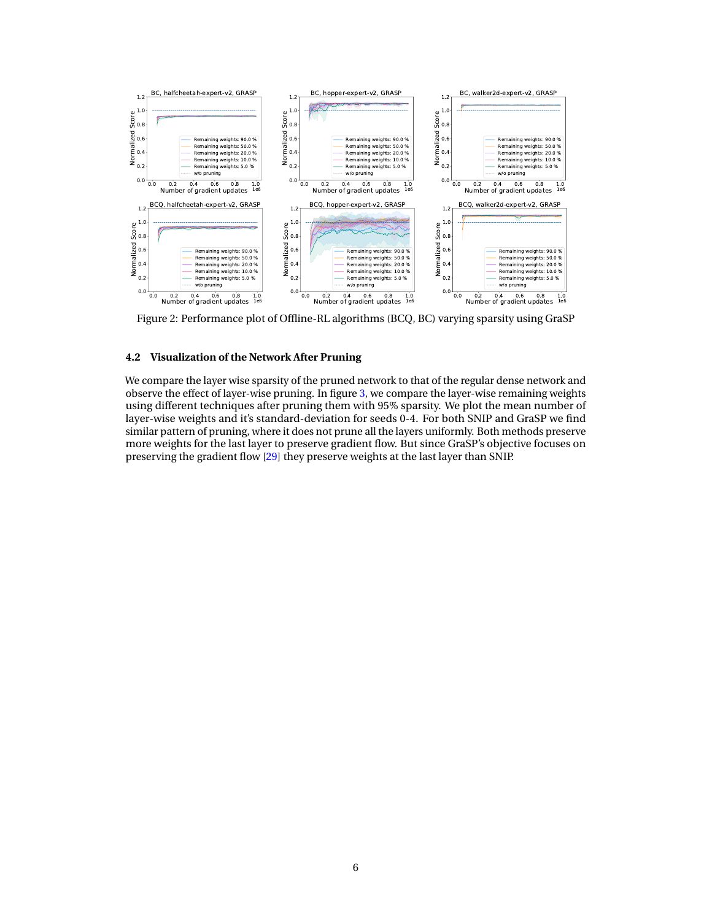Figure 2: Performance plot of Offline-RL algorithms (BCQ, BC) varying sparsity using GraSP

### 4.2 Visualization of the Network After Pruning

We compare the layer wise sparsity of the pruned network to that of the regular dense network and observe the effect of layer-wise pruning. In figure 3, we compare the layer-wise remaining weights using different techniques after pruning them with 95% sparsity. We plot the mean number of layer-wise weights and it's standard-deviation for seeds 0-4. For both SNIP and GraSP we find similar pattern of pruning, where it does not prune all the layers uniformly. Both methods preserve more weights for the last layer to preserve gradient flow. But since GraSP's objective focuses on preserving the gradient flow [29] they preserve weights at the last layer than SNIP.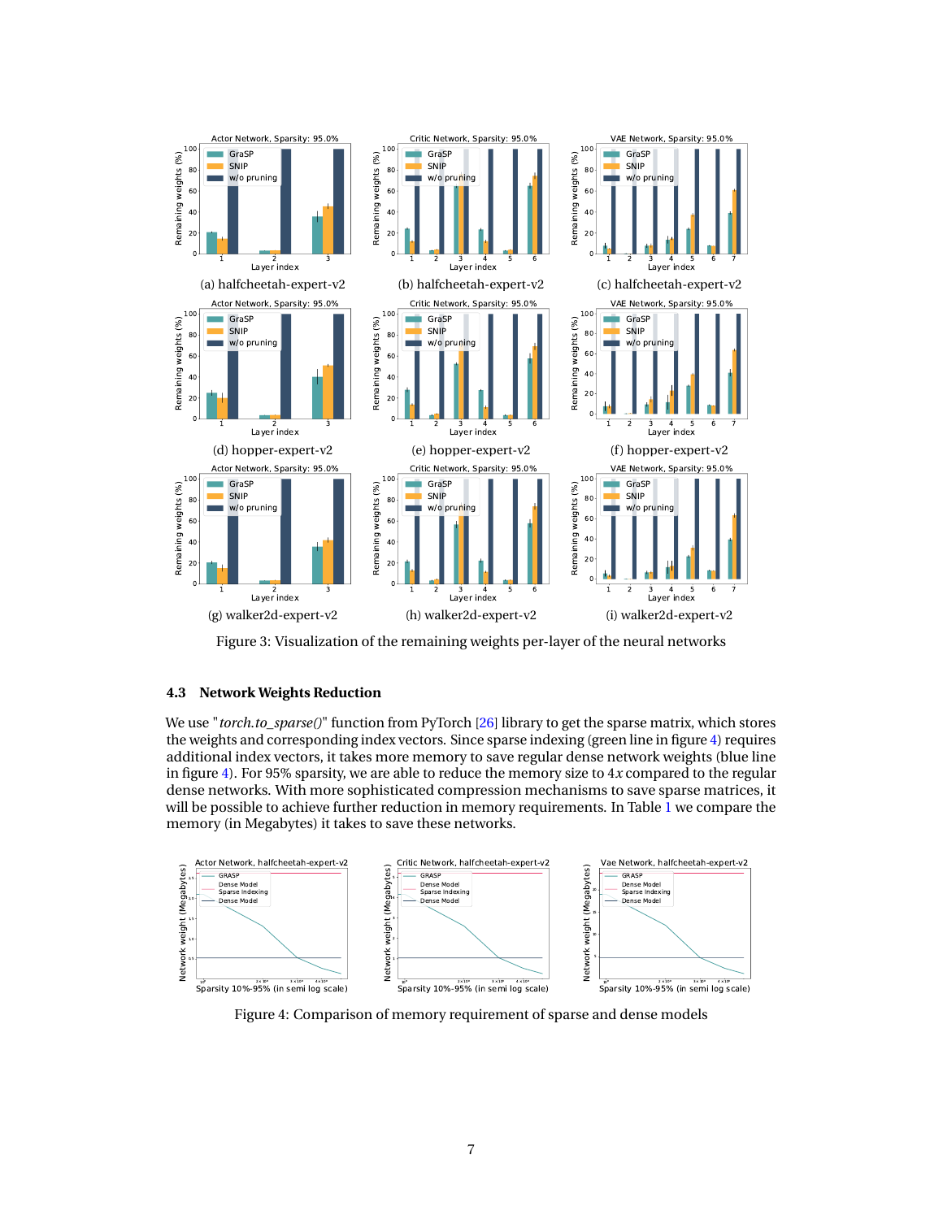(a) halfcheetah-expert-v2

(b) halfcheetah-expert-v2

(c) halfcheetah-expert-v2

(d) hopper-expert-v2

(e) hopper-expert-v2

(f) hopper-expert-v2

(g) walker2d-expert-v2

(h) walker2d-expert-v2

(i) walker2d-expert-v2

Figure 3: Visualization of the remaining weights per-layer of the neural networks

### 4.3 Network Weights Reduction

We use "*torch.to_sparse()*" function from PyTorch [26] library to get the sparse matrix, which stores the weights and corresponding index vectors. Since sparse indexing (green line in figure 4) requires additional index vectors, it takes more memory to save regular dense network weights (blue line in figure 4). For 95% sparsity, we are able to reduce the memory size to $4x$ compared to the regular dense networks. With more sophisticated compression mechanisms to save sparse matrices, it will be possible to achieve further reduction in memory requirements. In Table 1 we compare the memory (in Megabytes) it takes to save these networks.

Figure 4: Comparison of memory requirement of sparse and dense models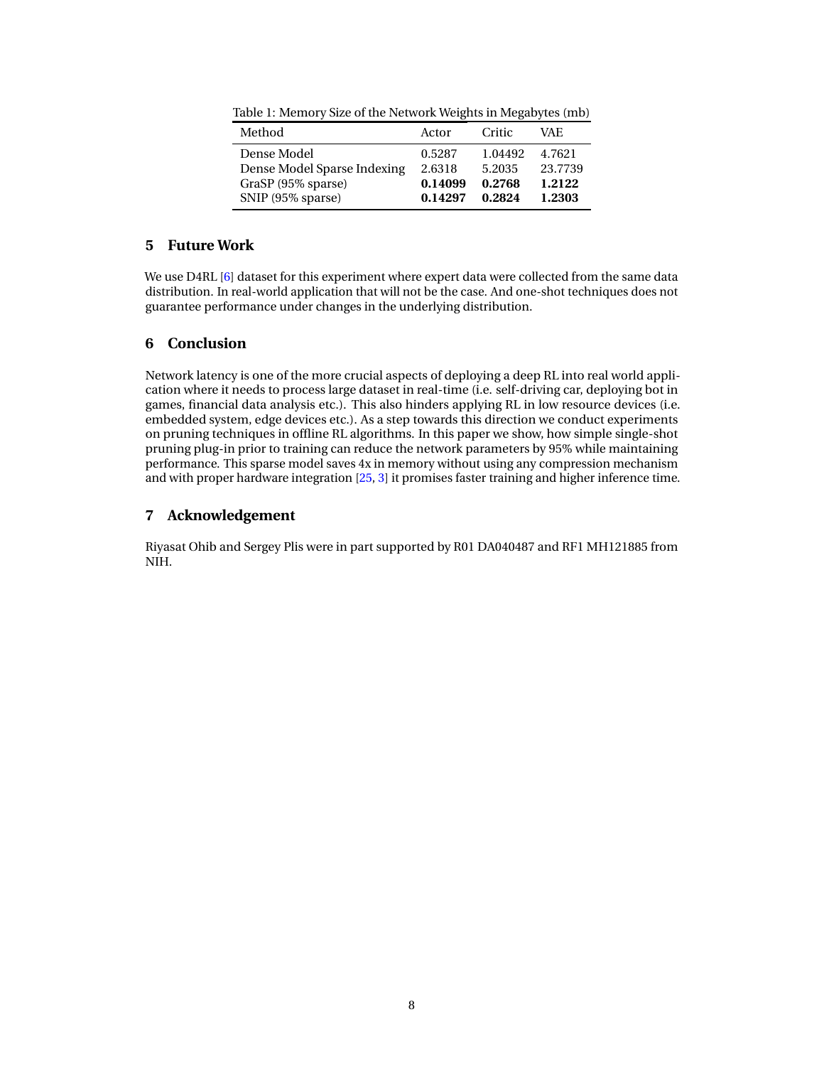Table 1: Memory Size of the Network Weights in Megabytes (mb)

| Method | Actor | Critic | VAE |
|---|---|---|---|
| Dense Model | 0.5287 | 1.04492 | 4.7621 |
| Dense Model Sparse Indexing | 2.6318 | 5.2035 | 23.7739 |
| GraSP (95% sparse) | **0.14099** | **0.2768** | **1.2122** |
| SNIP (95% sparse) | **0.14297** | **0.2824** | **1.2303** |

## 5 Future Work

We use D4RL [6] dataset for this experiment where expert data were collected from the same data distribution. In real-world application that will not be the case. And one-shot techniques does not guarantee performance under changes in the underlying distribution.

## 6 Conclusion

Network latency is one of the more crucial aspects of deploying a deep RL into real world application where it needs to process large dataset in real-time (i.e. self-driving car, deploying bot in games, financial data analysis etc.). This also hinders applying RL in low resource devices (i.e. embedded system, edge devices etc.). As a step towards this direction we conduct experiments on pruning techniques in offline RL algorithms. In this paper we show, how simple single-shot pruning plug-in prior to training can reduce the network parameters by 95% while maintaining performance. This sparse model saves 4x in memory without using any compression mechanism and with proper hardware integration [25, 3] it promises faster training and higher inference time.

## 7 Acknowledgement

Riyasat Ohib and Sergey Plis were in part supported by R01 DA040487 and RF1 MH121885 from NIH.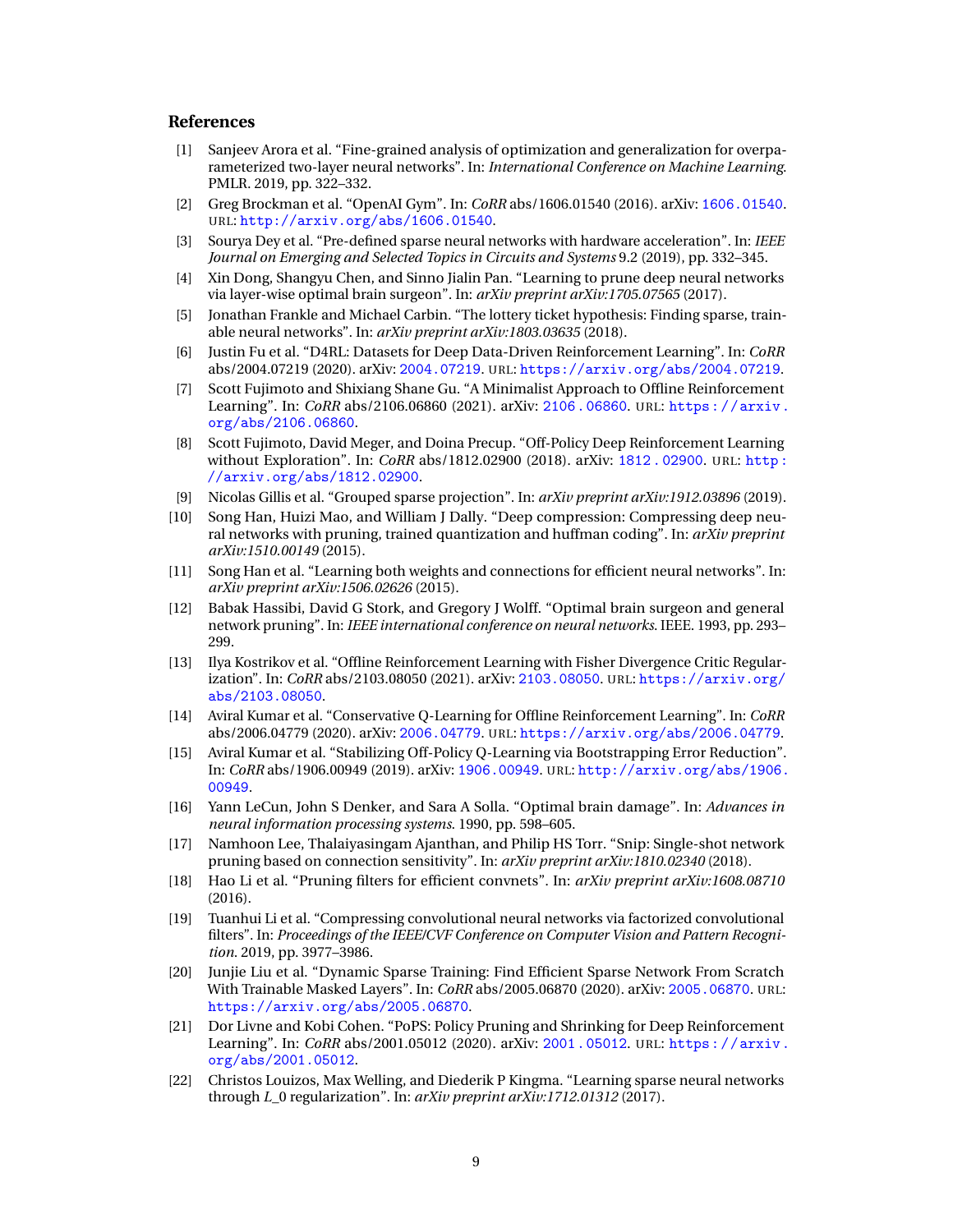## References

[1] Sanjeev Arora et al. "Fine-grained analysis of optimization and generalization for overparameterized two-layer neural networks". In: *International Conference on Machine Learning*. PMLR. 2019, pp. 322–332.

[2] Greg Brockman et al. "OpenAI Gym". In: *CoRR* abs/1606.01540 (2016). arXiv: 1606.01540. URL: http://arxiv.org/abs/1606.01540.

[3] Sourya Dey et al. "Pre-defined sparse neural networks with hardware acceleration". In: *IEEE Journal on Emerging and Selected Topics in Circuits and Systems* 9.2 (2019), pp. 332–345.

[4] Xin Dong, Shangyu Chen, and Sinno Jialin Pan. "Learning to prune deep neural networks via layer-wise optimal brain surgeon". In: *arXiv preprint arXiv:1705.07565* (2017).

[5] Jonathan Frankle and Michael Carbin. "The lottery ticket hypothesis: Finding sparse, trainable neural networks". In: *arXiv preprint arXiv:1803.03635* (2018).

[6] Justin Fu et al. "D4RL: Datasets for Deep Data-Driven Reinforcement Learning". In: *CoRR* abs/2004.07219 (2020). arXiv: 2004.07219. URL: https://arxiv.org/abs/2004.07219.

[7] Scott Fujimoto and Shixiang Shane Gu. "A Minimalist Approach to Offline Reinforcement Learning". In: *CoRR* abs/2106.06860 (2021). arXiv: 2106.06860. URL: https://arxiv.org/abs/2106.06860.

[8] Scott Fujimoto, David Meger, and Doina Precup. "Off-Policy Deep Reinforcement Learning without Exploration". In: *CoRR* abs/1812.02900 (2018). arXiv: 1812.02900. URL: http://arxiv.org/abs/1812.02900.

[9] Nicolas Gillis et al. "Grouped sparse projection". In: *arXiv preprint arXiv:1912.03896* (2019).

[10] Song Han, Huizi Mao, and William J Dally. "Deep compression: Compressing deep neural networks with pruning, trained quantization and huffman coding". In: *arXiv preprint arXiv:1510.00149* (2015).

[11] Song Han et al. "Learning both weights and connections for efficient neural networks". In: *arXiv preprint arXiv:1506.02626* (2015).

[12] Babak Hassibi, David G Stork, and Gregory J Wolff. "Optimal brain surgeon and general network pruning". In: *IEEE international conference on neural networks*. IEEE. 1993, pp. 293–299.

[13] Ilya Kostrikov et al. "Offline Reinforcement Learning with Fisher Divergence Critic Regularization". In: *CoRR* abs/2103.08050 (2021). arXiv: 2103.08050. URL: https://arxiv.org/abs/2103.08050.

[14] Aviral Kumar et al. "Conservative Q-Learning for Offline Reinforcement Learning". In: *CoRR* abs/2006.04779 (2020). arXiv: 2006.04779. URL: https://arxiv.org/abs/2006.04779.

[15] Aviral Kumar et al. "Stabilizing Off-Policy Q-Learning via Bootstrapping Error Reduction". In: *CoRR* abs/1906.00949 (2019). arXiv: 1906.00949. URL: http://arxiv.org/abs/1906.00949.

[16] Yann LeCun, John S Denker, and Sara A Solla. "Optimal brain damage". In: *Advances in neural information processing systems*. 1990, pp. 598–605.

[17] Namhoon Lee, Thalaiyasingam Ajanthan, and Philip HS Torr. "Snip: Single-shot network pruning based on connection sensitivity". In: *arXiv preprint arXiv:1810.02340* (2018).

[18] Hao Li et al. "Pruning filters for efficient convnets". In: *arXiv preprint arXiv:1608.08710* (2016).

[19] Tuanhui Li et al. "Compressing convolutional neural networks via factorized convolutional filters". In: *Proceedings of the IEEE/CVF Conference on Computer Vision and Pattern Recognition*. 2019, pp. 3977–3986.

[20] Junjie Liu et al. "Dynamic Sparse Training: Find Efficient Sparse Network From Scratch With Trainable Masked Layers". In: *CoRR* abs/2005.06870 (2020). arXiv: 2005.06870. URL: https://arxiv.org/abs/2005.06870.

[21] Dor Livne and Kobi Cohen. "PoPS: Policy Pruning and Shrinking for Deep Reinforcement Learning". In: *CoRR* abs/2001.05012 (2020). arXiv: 2001.05012. URL: https://arxiv.org/abs/2001.05012.

[22] Christos Louizos, Max Welling, and Diederik P Kingma. "Learning sparse neural networks through $L\_0$ regularization". In: *arXiv preprint arXiv:1712.01312* (2017).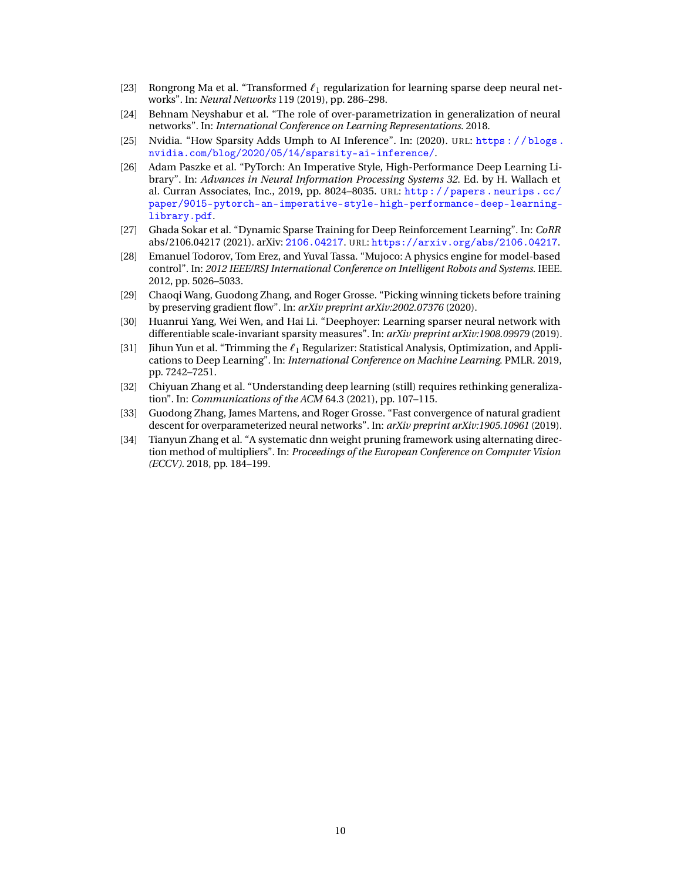- [23] Rongrong Ma et al. "Transformed $\ell_1$ regularization for learning sparse deep neural networks". In: *Neural Networks* 119 (2019), pp. 286–298.
- [24] Behnam Neyshabur et al. "The role of over-parametrization in generalization of neural networks". In: *International Conference on Learning Representations*. 2018.
- [25] Nvidia. "How Sparsity Adds Umph to AI Inference". In: (2020). URL: https://blogs.nvidia.com/blog/2020/05/14/sparsity-ai-inference/.
- [26] Adam Paszke et al. "PyTorch: An Imperative Style, High-Performance Deep Learning Library". In: *Advances in Neural Information Processing Systems 32*. Ed. by H. Wallach et al. Curran Associates, Inc., 2019, pp. 8024–8035. URL: http://papers.neurips.cc/paper/9015-pytorch-an-imperative-style-high-performance-deep-learning-library.pdf.
- [27] Ghada Sokar et al. "Dynamic Sparse Training for Deep Reinforcement Learning". In: *CoRR* abs/2106.04217 (2021). arXiv: 2106.04217. URL: https://arxiv.org/abs/2106.04217.
- [28] Emanuel Todorov, Tom Erez, and Yuval Tassa. "Mujoco: A physics engine for model-based control". In: *2012 IEEE/RSJ International Conference on Intelligent Robots and Systems*. IEEE. 2012, pp. 5026–5033.
- [29] Chaoqi Wang, Guodong Zhang, and Roger Grosse. "Picking winning tickets before training by preserving gradient flow". In: *arXiv preprint arXiv:2002.07376* (2020).
- [30] Huanrui Yang, Wei Wen, and Hai Li. "Deephoyer: Learning sparser neural network with differentiable scale-invariant sparsity measures". In: *arXiv preprint arXiv:1908.09979* (2019).
- [31] Jihun Yun et al. "Trimming the $\ell_1$ Regularizer: Statistical Analysis, Optimization, and Applications to Deep Learning". In: *International Conference on Machine Learning*. PMLR. 2019, pp. 7242–7251.
- [32] Chiyuan Zhang et al. "Understanding deep learning (still) requires rethinking generalization". In: *Communications of the ACM* 64.3 (2021), pp. 107–115.
- [33] Guodong Zhang, James Martens, and Roger Grosse. "Fast convergence of natural gradient descent for overparameterized neural networks". In: *arXiv preprint arXiv:1905.10961* (2019).
- [34] Tianyun Zhang et al. "A systematic dnn weight pruning framework using alternating direction method of multipliers". In: *Proceedings of the European Conference on Computer Vision (ECCV)*. 2018, pp. 184–199.